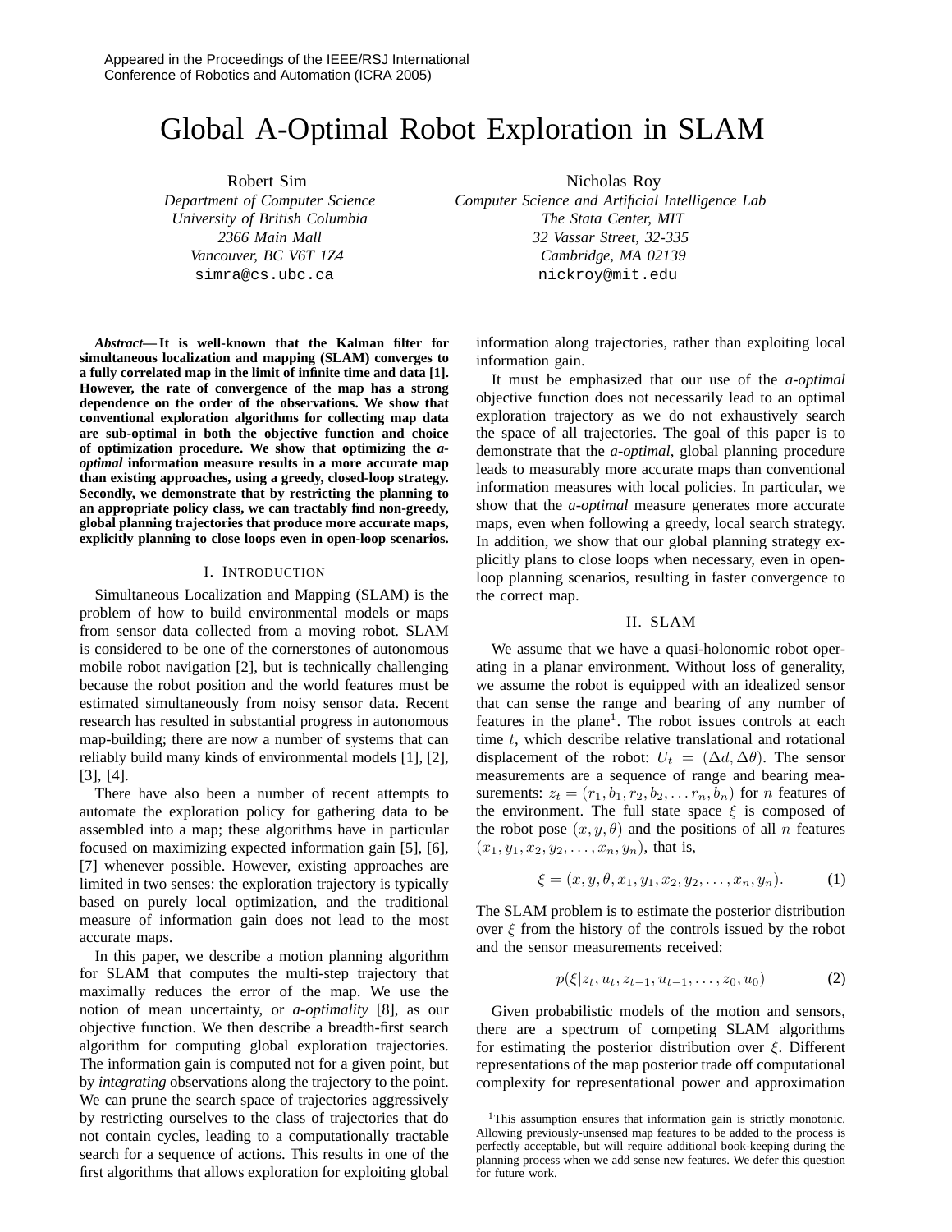Appeared in the Proceedings of the IEEE/RSJ International Conference of Robotics and Automation (ICRA 2005)

# Global A-Optimal Robot Exploration in SLAM

Robert Sim
*Department of Computer Science*
*University of British Columbia*
*2366 Main Mall*
*Vancouver, BC V6T 1Z4*
simra@cs.ubc.ca

Nicholas Roy
*Computer Science and Artificial Intelligence Lab*
*The Stata Center, MIT*
*32 Vassar Street, 32-335*
*Cambridge, MA 02139*
nickroy@mit.edu

***Abstract*— It is well-known that the Kalman filter for simultaneous localization and mapping (SLAM) converges to a fully correlated map in the limit of infinite time and data [1]. However, the rate of convergence of the map has a strong dependence on the order of the observations. We show that conventional exploration algorithms for collecting map data are sub-optimal in both the objective function and choice of optimization procedure. We show that optimizing the *a-optimal* information measure results in a more accurate map than existing approaches, using a greedy, closed-loop strategy. Secondly, we demonstrate that by restricting the planning to an appropriate policy class, we can tractably find non-greedy, global planning trajectories that produce more accurate maps, explicitly planning to close loops even in open-loop scenarios.**

## I. Introduction

Simultaneous Localization and Mapping (SLAM) is the problem of how to build environmental models or maps from sensor data collected from a moving robot. SLAM is considered to be one of the cornerstones of autonomous mobile robot navigation [2], but is technically challenging because the robot position and the world features must be estimated simultaneously from noisy sensor data. Recent research has resulted in substantial progress in autonomous map-building; there are now a number of systems that can reliably build many kinds of environmental models [1], [2], [3], [4].

There have also been a number of recent attempts to automate the exploration policy for gathering data to be assembled into a map; these algorithms have in particular focused on maximizing expected information gain [5], [6], [7] whenever possible. However, existing approaches are limited in two senses: the exploration trajectory is typically based on purely local optimization, and the traditional measure of information gain does not lead to the most accurate maps.

In this paper, we describe a motion planning algorithm for SLAM that computes the multi-step trajectory that maximally reduces the error of the map. We use the notion of mean uncertainty, or *a-optimality* [8], as our objective function. We then describe a breadth-first search algorithm for computing global exploration trajectories. The information gain is computed not for a given point, but by *integrating* observations along the trajectory to the point. We can prune the search space of trajectories aggressively by restricting ourselves to the class of trajectories that do not contain cycles, leading to a computationally tractable search for a sequence of actions. This results in one of the first algorithms that allows exploration for exploiting global information along trajectories, rather than exploiting local information gain.

It must be emphasized that our use of the *a-optimal* objective function does not necessarily lead to an optimal exploration trajectory as we do not exhaustively search the space of all trajectories. The goal of this paper is to demonstrate that the *a-optimal*, global planning procedure leads to measurably more accurate maps than conventional information measures with local policies. In particular, we show that the *a-optimal* measure generates more accurate maps, even when following a greedy, local search strategy. In addition, we show that our global planning strategy explicitly plans to close loops when necessary, even in open-loop planning scenarios, resulting in faster convergence to the correct map.

## II. SLAM

We assume that we have a quasi-holonomic robot operating in a planar environment. Without loss of generality, we assume the robot is equipped with an idealized sensor that can sense the range and bearing of any number of features in the plane[1]. The robot issues controls at each time $t$, which describe relative translational and rotational displacement of the robot: $U_t = (\Delta d, \Delta\theta)$. The sensor measurements are a sequence of range and bearing measurements: $z_t = (r_1, b_1, r_2, b_2, \ldots r_n, b_n)$ for $n$ features of the environment. The full state space $\xi$ is composed of the robot pose $(x, y, \theta)$ and the positions of all $n$ features $(x_1, y_1, x_2, y_2, \ldots, x_n, y_n)$, that is,

$$\xi = (x, y, \theta, x_1, y_1, x_2, y_2, \ldots, x_n, y_n). \tag{1}$$

The SLAM problem is to estimate the posterior distribution over $\xi$ from the history of the controls issued by the robot and the sensor measurements received:

$$p(\xi | z_t, u_t, z_{t-1}, u_{t-1}, \ldots, z_0, u_0) \tag{2}$$

Given probabilistic models of the motion and sensors, there are a spectrum of competing SLAM algorithms for estimating the posterior distribution over $\xi$. Different representations of the map posterior trade off computational complexity for representational power and approximation

[1] This assumption ensures that information gain is strictly monotonic. Allowing previously-unsensed map features to be added to the process is perfectly acceptable, but will require additional book-keeping during the planning process when we add sense new features. We defer this question for future work.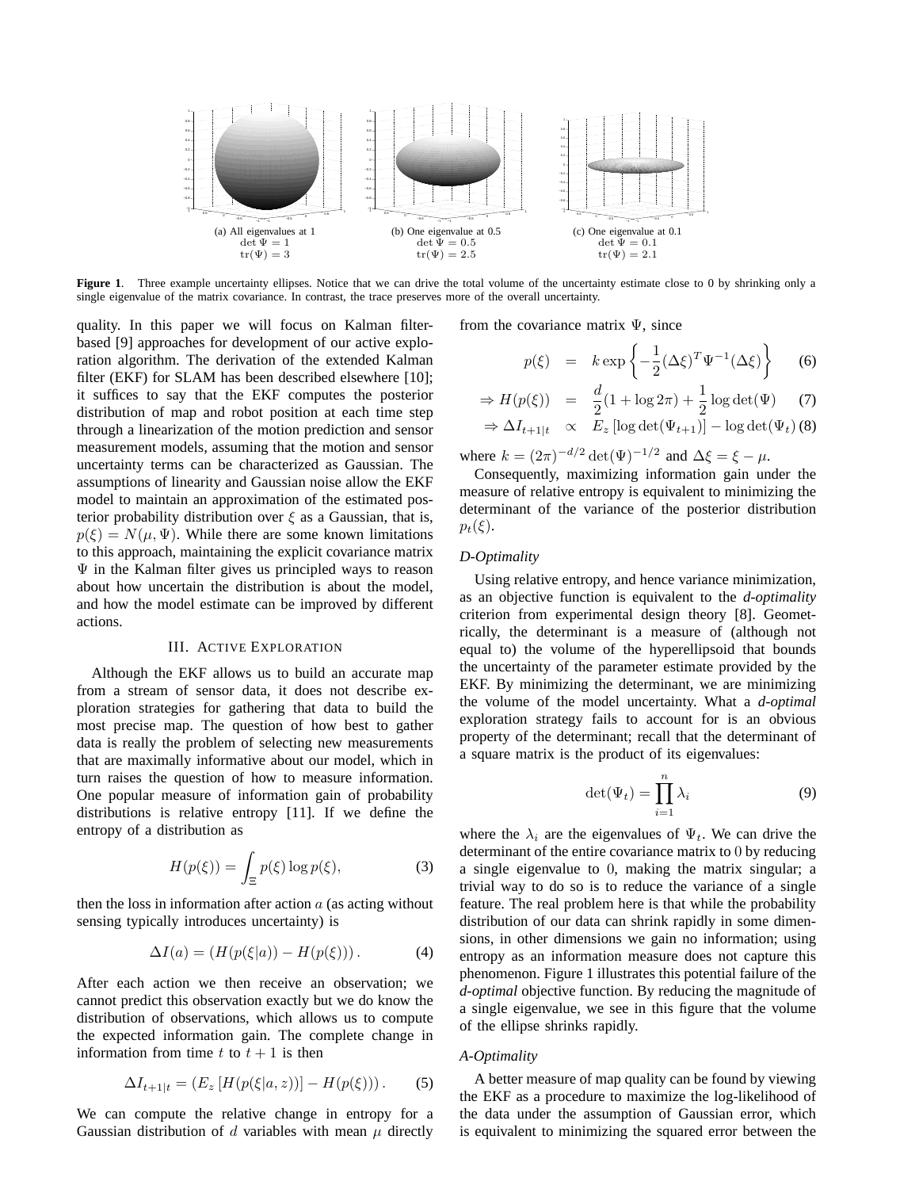(a) All eigenvalues at 1
$\det \Psi = 1$
$\mathrm{tr}(\Psi) = 3$

(b) One eigenvalue at 0.5
$\det \Psi = 0.5$
$\mathrm{tr}(\Psi) = 2.5$

(c) One eigenvalue at 0.1
$\det \Psi = 0.1$
$\mathrm{tr}(\Psi) = 2.1$

**Figure 1**. Three example uncertainty ellipses. Notice that we can drive the total volume of the uncertainty estimate close to 0 by shrinking only a single eigenvalue of the matrix covariance. In contrast, the trace preserves more of the overall uncertainty.

quality. In this paper we will focus on Kalman filter-based [9] approaches for development of our active exploration algorithm. The derivation of the extended Kalman filter (EKF) for SLAM has been described elsewhere [10]; it suffices to say that the EKF computes the posterior distribution of map and robot position at each time step through a linearization of the motion prediction and sensor measurement models, assuming that the motion and sensor uncertainty terms can be characterized as Gaussian. The assumptions of linearity and Gaussian noise allow the EKF model to maintain an approximation of the estimated posterior probability distribution over $\xi$ as a Gaussian, that is, $p(\xi) = N(\mu, \Psi)$. While there are some known limitations to this approach, maintaining the explicit covariance matrix $\Psi$ in the Kalman filter gives us principled ways to reason about how uncertain the distribution is about the model, and how the model estimate can be improved by different actions.

## III. Active Exploration

Although the EKF allows us to build an accurate map from a stream of sensor data, it does not describe exploration strategies for gathering that data to build the most precise map. The question of how best to gather data is really the problem of selecting new measurements that are maximally informative about our model, which in turn raises the question of how to measure information. One popular measure of information gain of probability distributions is relative entropy [11]. If we define the entropy of a distribution as

$$H(p(\xi)) = \int_{\Xi} p(\xi) \log p(\xi), \tag{3}$$

then the loss in information after action $a$ (as acting without sensing typically introduces uncertainty) is

$$\Delta I(a) = \left(H(p(\xi|a)) - H(p(\xi))\right). \tag{4}$$

After each action we then receive an observation; we cannot predict this observation exactly but we do know the distribution of observations, which allows us to compute the expected information gain. The complete change in information from time $t$ to $t+1$ is then

$$\Delta I_{t+1|t} = \left(E_z\left[H(p(\xi|a,z))\right] - H(p(\xi))\right). \tag{5}$$

We can compute the relative change in entropy for a Gaussian distribution of $d$ variables with mean $\mu$ directly from the covariance matrix $\Psi$, since

$$\begin{aligned} p(\xi) &= k \exp\left\{-\frac{1}{2}(\Delta\xi)^T \Psi^{-1} (\Delta\xi)\right\} && (6)\\ \Rightarrow H(p(\xi)) &= \frac{d}{2}(1+\log 2\pi) + \frac{1}{2}\log\det(\Psi) && (7)\\ \Rightarrow \Delta I_{t+1|t} &\propto E_z\left[\log\det(\Psi_{t+1})\right] - \log\det(\Psi_t) && (8) \end{aligned}$$

where $k = (2\pi)^{-d/2}\det(\Psi)^{-1/2}$ and $\Delta\xi = \xi - \mu$.

Consequently, maximizing information gain under the measure of relative entropy is equivalent to minimizing the determinant of the variance of the posterior distribution $p_t(\xi)$.

### *D-Optimality*

Using relative entropy, and hence variance minimization, as an objective function is equivalent to the *d-optimality* criterion from experimental design theory [8]. Geometrically, the determinant is a measure of (although not equal to) the volume of the hyperellipsoid that bounds the uncertainty of the parameter estimate provided by the EKF. By minimizing the determinant, we are minimizing the volume of the model uncertainty. What a *d-optimal* exploration strategy fails to account for is an obvious property of the determinant; recall that the determinant of a square matrix is the product of its eigenvalues:

$$\det(\Psi_t) = \prod_{i=1}^{n} \lambda_i \tag{9}$$

where the $\lambda_i$ are the eigenvalues of $\Psi_t$. We can drive the determinant of the entire covariance matrix to 0 by reducing a single eigenvalue to 0, making the matrix singular; a trivial way to do so is to reduce the variance of a single feature. The real problem here is that while the probability distribution of our data can shrink rapidly in some dimensions, in other dimensions we gain no information; using entropy as an information measure does not capture this phenomenon. Figure 1 illustrates this potential failure of the *d-optimal* objective function. By reducing the magnitude of a single eigenvalue, we see in this figure that the volume of the ellipse shrinks rapidly.

### *A-Optimality*

A better measure of map quality can be found by viewing the EKF as a procedure to maximize the log-likelihood of the data under the assumption of Gaussian error, which is equivalent to minimizing the squared error between the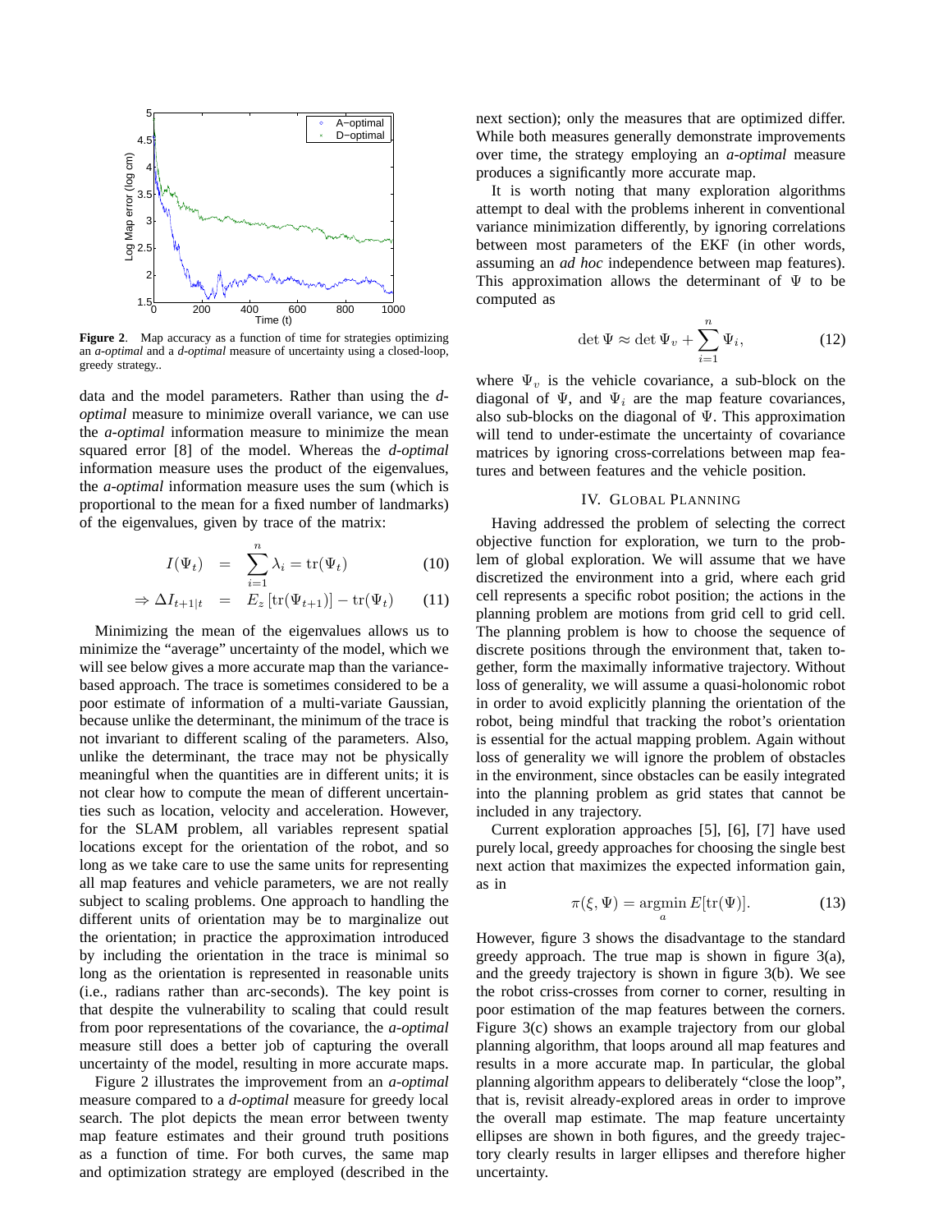**Figure 2.** Map accuracy as a function of time for strategies optimizing an *a-optimal* and a *d-optimal* measure of uncertainty using a closed-loop, greedy strategy..

data and the model parameters. Rather than using the *d-optimal* measure to minimize overall variance, we can use the *a-optimal* information measure to minimize the mean squared error [8] of the model. Whereas the *d-optimal* information measure uses the product of the eigenvalues, the *a-optimal* information measure uses the sum (which is proportional to the mean for a fixed number of landmarks) of the eigenvalues, given by trace of the matrix:

$$I(\Psi_t) = \sum_{i=1}^{n} \lambda_i = \mathrm{tr}(\Psi_t) \tag{10}$$

$$\Rightarrow \Delta I_{t+1|t} = E_z\left[\mathrm{tr}(\Psi_{t+1})\right] - \mathrm{tr}(\Psi_t) \tag{11}$$

Minimizing the mean of the eigenvalues allows us to minimize the "average" uncertainty of the model, which we will see below gives a more accurate map than the variance-based approach. The trace is sometimes considered to be a poor estimate of information of a multi-variate Gaussian, because unlike the determinant, the minimum of the trace is not invariant to different scaling of the parameters. Also, unlike the determinant, the trace may not be physically meaningful when the quantities are in different units; it is not clear how to compute the mean of different uncertainties such as location, velocity and acceleration. However, for the SLAM problem, all variables represent spatial locations except for the orientation of the robot, and so long as we take care to use the same units for representing all map features and vehicle parameters, we are not really subject to scaling problems. One approach to handling the different units of orientation may be to marginalize out the orientation; in practice the approximation introduced by including the orientation in the trace is minimal so long as the orientation is represented in reasonable units (i.e., radians rather than arc-seconds). The key point is that despite the vulnerability to scaling that could result from poor representations of the covariance, the *a-optimal* measure still does a better job of capturing the overall uncertainty of the model, resulting in more accurate maps.

Figure 2 illustrates the improvement from an *a-optimal* measure compared to a *d-optimal* measure for greedy local search. The plot depicts the mean error between twenty map feature estimates and their ground truth positions as a function of time. For both curves, the same map and optimization strategy are employed (described in the next section); only the measures that are optimized differ. While both measures generally demonstrate improvements over time, the strategy employing an *a-optimal* measure produces a significantly more accurate map.

It is worth noting that many exploration algorithms attempt to deal with the problems inherent in conventional variance minimization differently, by ignoring correlations between most parameters of the EKF (in other words, assuming an *ad hoc* independence between map features). This approximation allows the determinant of $\Psi$ to be computed as

$$\det \Psi \approx \det \Psi_v + \sum_{i=1}^{n} \Psi_i, \tag{12}$$

where $\Psi_v$ is the vehicle covariance, a sub-block on the diagonal of $\Psi$, and $\Psi_i$ are the map feature covariances, also sub-blocks on the diagonal of $\Psi$. This approximation will tend to under-estimate the uncertainty of covariance matrices by ignoring cross-correlations between map features and between features and the vehicle position.

## IV. Global Planning

Having addressed the problem of selecting the correct objective function for exploration, we turn to the problem of global exploration. We will assume that we have discretized the environment into a grid, where each grid cell represents a specific robot position; the actions in the planning problem are motions from grid cell to grid cell. The planning problem is how to choose the sequence of discrete positions through the environment that, taken together, form the maximally informative trajectory. Without loss of generality, we will assume a quasi-holonomic robot in order to avoid explicitly planning the orientation of the robot, being mindful that tracking the robot's orientation is essential for the actual mapping problem. Again without loss of generality we will ignore the problem of obstacles in the environment, since obstacles can be easily integrated into the planning problem as grid states that cannot be included in any trajectory.

Current exploration approaches [5], [6], [7] have used purely local, greedy approaches for choosing the single best next action that maximizes the expected information gain, as in

$$\pi(\xi, \Psi) = \underset{a}{\mathrm{argmin}}\, E[\mathrm{tr}(\Psi)]. \tag{13}$$

However, figure 3 shows the disadvantage to the standard greedy approach. The true map is shown in figure 3(a), and the greedy trajectory is shown in figure 3(b). We see the robot criss-crosses from corner to corner, resulting in poor estimation of the map features between the corners. Figure 3(c) shows an example trajectory from our global planning algorithm, that loops around all map features and results in a more accurate map. In particular, the global planning algorithm appears to deliberately "close the loop", that is, revisit already-explored areas in order to improve the overall map estimate. The map feature uncertainty ellipses are shown in both figures, and the greedy trajectory clearly results in larger ellipses and therefore higher uncertainty.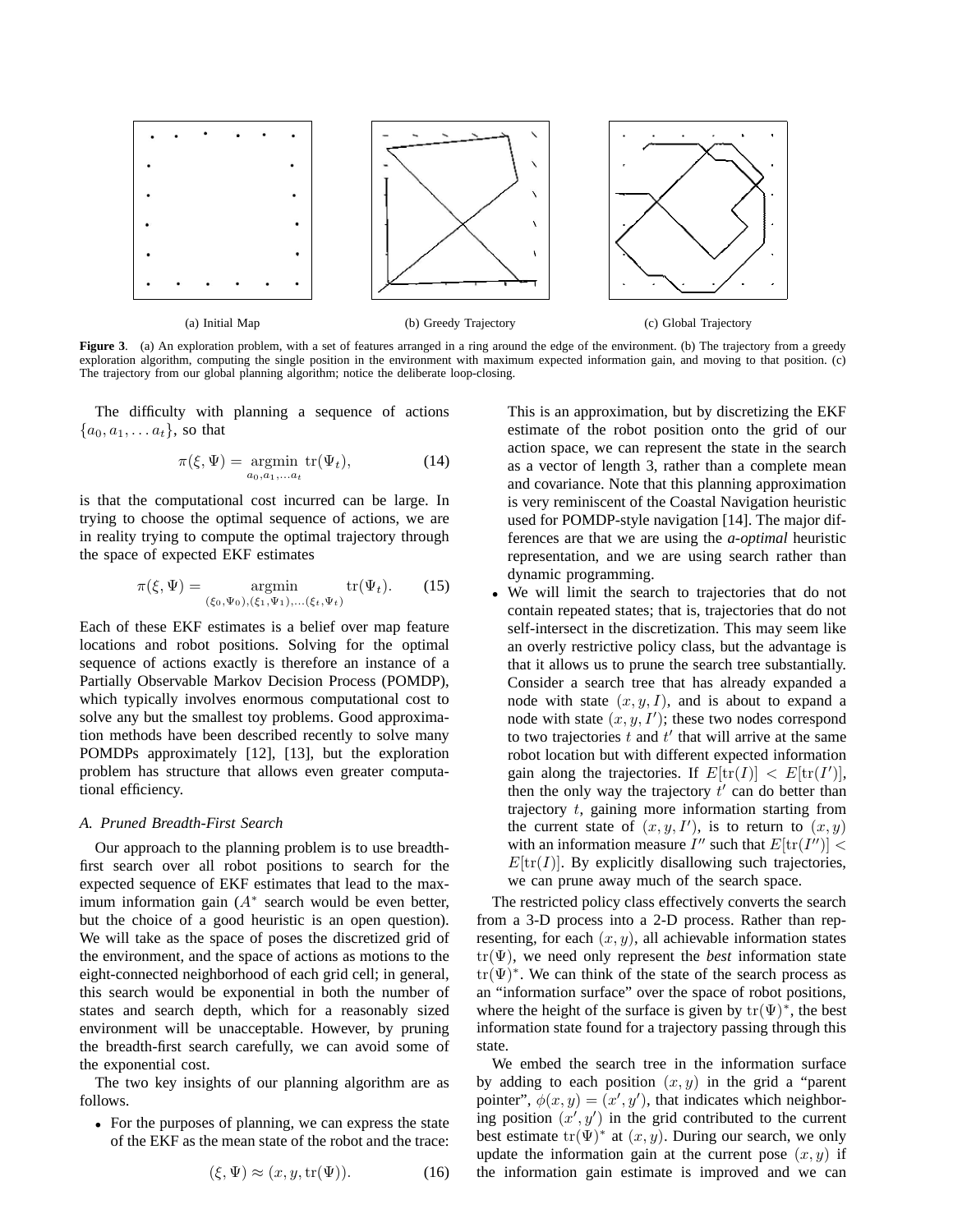(a) Initial Map

(b) Greedy Trajectory

(c) Global Trajectory

**Figure 3.** (a) An exploration problem, with a set of features arranged in a ring around the edge of the environment. (b) The trajectory from a greedy exploration algorithm, computing the single position in the environment with maximum expected information gain, and moving to that position. (c) The trajectory from our global planning algorithm; notice the deliberate loop-closing.

The difficulty with planning a sequence of actions $\{a_0, a_1, \ldots a_t\}$, so that

$$\pi(\xi, \Psi) = \underset{a_0, a_1, \ldots a_t}{\operatorname{argmin}} \operatorname{tr}(\Psi_t), \tag{14}$$

is that the computational cost incurred can be large. In trying to choose the optimal sequence of actions, we are in reality trying to compute the optimal trajectory through the space of expected EKF estimates

$$\pi(\xi, \Psi) = \underset{(\xi_0, \Psi_0), (\xi_1, \Psi_1), \ldots (\xi_t, \Psi_t)}{\operatorname{argmin}} \operatorname{tr}(\Psi_t). \tag{15}$$

Each of these EKF estimates is a belief over map feature locations and robot positions. Solving for the optimal sequence of actions exactly is therefore an instance of a Partially Observable Markov Decision Process (POMDP), which typically involves enormous computational cost to solve any but the smallest toy problems. Good approximation methods have been described recently to solve many POMDPs approximately [12], [13], but the exploration problem has structure that allows even greater computational efficiency.

### *A. Pruned Breadth-First Search*

Our approach to the planning problem is to use breadth-first search over all robot positions to search for the expected sequence of EKF estimates that lead to the maximum information gain ($A^*$ search would be even better, but the choice of a good heuristic is an open question). We will take as the space of poses the discretized grid of the environment, and the space of actions as motions to the eight-connected neighborhood of each grid cell; in general, this search would be exponential in both the number of states and search depth, which for a reasonably sized environment will be unacceptable. However, by pruning the breadth-first search carefully, we can avoid some of the exponential cost.

The two key insights of our planning algorithm are as follows.

- For the purposes of planning, we can express the state of the EKF as the mean state of the robot and the trace:

$$(\xi, \Psi) \approx (x, y, \operatorname{tr}(\Psi)). \tag{16}$$

This is an approximation, but by discretizing the EKF estimate of the robot position onto the grid of our action space, we can represent the state in the search as a vector of length 3, rather than a complete mean and covariance. Note that this planning approximation is very reminiscent of the Coastal Navigation heuristic used for POMDP-style navigation [14]. The major differences are that we are using the *a-optimal* heuristic representation, and we are using search rather than dynamic programming.

- We will limit the search to trajectories that do not contain repeated states; that is, trajectories that do not self-intersect in the discretization. This may seem like an overly restrictive policy class, but the advantage is that it allows us to prune the search tree substantially. Consider a search tree that has already expanded a node with state $(x, y, I)$, and is about to expand a node with state $(x, y, I')$; these two nodes correspond to two trajectories $t$ and $t'$ that will arrive at the same robot location but with different expected information gain along the trajectories. If $E[\operatorname{tr}(I)] < E[\operatorname{tr}(I')]$, then the only way the trajectory $t'$ can do better than trajectory $t$, gaining more information starting from the current state of $(x, y, I')$, is to return to $(x, y)$ with an information measure $I''$ such that $E[\operatorname{tr}(I'')] < E[\operatorname{tr}(I)]$. By explicitly disallowing such trajectories, we can prune away much of the search space.

The restricted policy class effectively converts the search from a 3-D process into a 2-D process. Rather than representing, for each $(x, y)$, all achievable information states $\operatorname{tr}(\Psi)$, we need only represent the *best* information state $\operatorname{tr}(\Psi)^*$. We can think of the state of the search process as an "information surface" over the space of robot positions, where the height of the surface is given by $\operatorname{tr}(\Psi)^*$, the best information state found for a trajectory passing through this state.

We embed the search tree in the information surface by adding to each position $(x, y)$ in the grid a "parent pointer", $\phi(x, y) = (x', y')$, that indicates which neighboring position $(x', y')$ in the grid contributed to the current best estimate $\operatorname{tr}(\Psi)^*$ at $(x, y)$. During our search, we only update the information gain at the current pose $(x, y)$ if the information gain estimate is improved and we can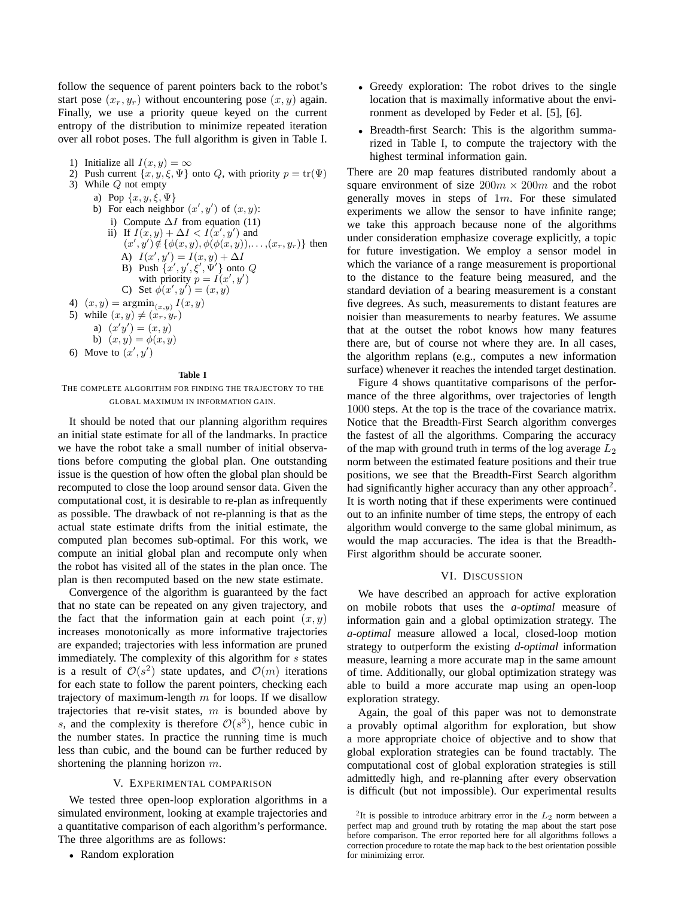follow the sequence of parent pointers back to the robot's start pose $(x_r, y_r)$ without encountering pose $(x, y)$ again. Finally, we use a priority queue keyed on the current entropy of the distribution to minimize repeated iteration over all robot poses. The full algorithm is given in Table I.

1) Initialize all $I(x, y) = \infty$
2) Push current $\{x, y, \xi, \Psi\}$ onto $Q$, with priority $p = \mathrm{tr}(\Psi)$
3) While $Q$ not empty
   a) Pop $\{x, y, \xi, \Psi\}$
   b) For each neighbor $(x', y')$ of $(x, y)$:
      i) Compute $\Delta I$ from equation (11)
      ii) If $I(x, y) + \Delta I < I(x', y')$ and $(x', y') \notin \{\phi(x, y), \phi(\phi(x, y)), \ldots, (x_r, y_r)\}$ then
         A) $I(x', y') = I(x, y) + \Delta I$
         B) Push $\{x', y', \xi', \Psi'\}$ onto $Q$ with priority $p = I(x', y')$
         C) Set $\phi(x', y') = (x, y)$
4) $(x, y) = \mathrm{argmin}_{(x,y)} I(x, y)$
5) while $(x, y) \neq (x_r, y_r)$
   a) $(x'y') = (x, y)$
   b) $(x, y) = \phi(x, y)$
6) Move to $(x', y')$

**Table I**

THE COMPLETE ALGORITHM FOR FINDING THE TRAJECTORY TO THE GLOBAL MAXIMUM IN INFORMATION GAIN.

It should be noted that our planning algorithm requires an initial state estimate for all of the landmarks. In practice we have the robot take a small number of initial observations before computing the global plan. One outstanding issue is the question of how often the global plan should be recomputed to close the loop around sensor data. Given the computational cost, it is desirable to re-plan as infrequently as possible. The drawback of not re-planning is that as the actual state estimate drifts from the initial estimate, the computed plan becomes sub-optimal. For this work, we compute an initial global plan and recompute only when the robot has visited all of the states in the plan once. The plan is then recomputed based on the new state estimate.

Convergence of the algorithm is guaranteed by the fact that no state can be repeated on any given trajectory, and the fact that the information gain at each point $(x, y)$ increases monotonically as more informative trajectories are expanded; trajectories with less information are pruned immediately. The complexity of this algorithm for $s$ states is a result of $\mathcal{O}(s^2)$ state updates, and $\mathcal{O}(m)$ iterations for each state to follow the parent pointers, checking each trajectory of maximum-length $m$ for loops. If we disallow trajectories that re-visit states, $m$ is bounded above by $s$, and the complexity is therefore $\mathcal{O}(s^3)$, hence cubic in the number states. In practice the running time is much less than cubic, and the bound can be further reduced by shortening the planning horizon $m$.

## V. Experimental comparison

We tested three open-loop exploration algorithms in a simulated environment, looking at example trajectories and a quantitative comparison of each algorithm's performance. The three algorithms are as follows:

- Random exploration
- Greedy exploration: The robot drives to the single location that is maximally informative about the environment as developed by Feder et al. [5], [6].
- Breadth-first Search: This is the algorithm summarized in Table I, to compute the trajectory with the highest terminal information gain.

There are 20 map features distributed randomly about a square environment of size $200m \times 200m$ and the robot generally moves in steps of $1m$. For these simulated experiments we allow the sensor to have infinite range; we take this approach because none of the algorithms under consideration emphasize coverage explicitly, a topic for future investigation. We employ a sensor model in which the variance of a range measurement is proportional to the distance to the feature being measured, and the standard deviation of a bearing measurement is a constant five degrees. As such, measurements to distant features are noisier than measurements to nearby features. We assume that at the outset the robot knows how many features there are, but of course not where they are. In all cases, the algorithm replans (e.g., computes a new information surface) whenever it reaches the intended target destination.

Figure 4 shows quantitative comparisons of the performance of the three algorithms, over trajectories of length $1000$ steps. At the top is the trace of the covariance matrix. Notice that the Breadth-First Search algorithm converges the fastest of all the algorithms. Comparing the accuracy of the map with ground truth in terms of the log average $L_2$ norm between the estimated feature positions and their true positions, we see that the Breadth-First Search algorithm had significantly higher accuracy than any other approach[2]. It is worth noting that if these experiments were continued out to an infinite number of time steps, the entropy of each algorithm would converge to the same global minimum, as would the map accuracies. The idea is that the Breadth-First algorithm should be accurate sooner.

## VI. Discussion

We have described an approach for active exploration on mobile robots that uses the *a-optimal* measure of information gain and a global optimization strategy. The *a-optimal* measure allowed a local, closed-loop motion strategy to outperform the existing *d-optimal* information measure, learning a more accurate map in the same amount of time. Additionally, our global optimization strategy was able to build a more accurate map using an open-loop exploration strategy.

Again, the goal of this paper was not to demonstrate a provably optimal algorithm for exploration, but show a more appropriate choice of objective and to show that global exploration strategies can be found tractably. The computational cost of global exploration strategies is still admittedly high, and re-planning after every observation is difficult (but not impossible). Our experimental results

[2]It is possible to introduce arbitrary error in the $L_2$ norm between a perfect map and ground truth by rotating the map about the start pose before comparison. The error reported here for all algorithms follows a correction procedure to rotate the map back to the best orientation possible for minimizing error.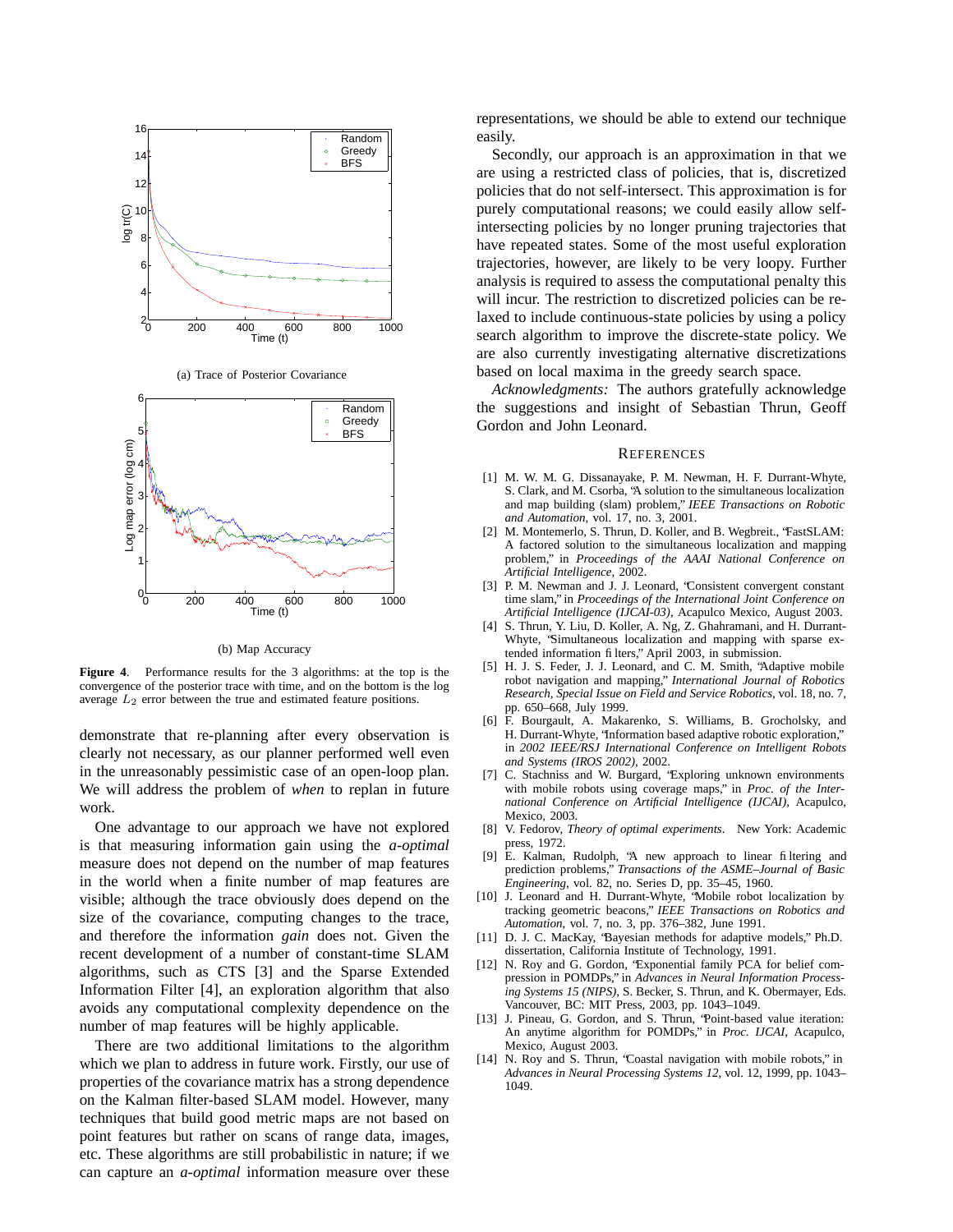16
14
12
10
8
6
4
2
log tr(C)
0
200
400
600
800
1000
Time (t)
Random
Greedy
BFS

(a) Trace of Posterior Covariance

6
5
4
3
2
1
0
Log map error (log cm)
0
200
400
600
800
1000
Time (t)
Random
Greedy
BFS

(b) Map Accuracy

**Figure 4**. Performance results for the 3 algorithms: at the top is the convergence of the posterior trace with time, and on the bottom is the log average $L_2$ error between the true and estimated feature positions.

demonstrate that re-planning after every observation is clearly not necessary, as our planner performed well even in the unreasonably pessimistic case of an open-loop plan. We will address the problem of *when* to replan in future work.

One advantage to our approach we have not explored is that measuring information gain using the *a-optimal* measure does not depend on the number of map features in the world when a finite number of map features are visible; although the trace obviously does depend on the size of the covariance, computing changes to the trace, and therefore the information *gain* does not. Given the recent development of a number of constant-time SLAM algorithms, such as CTS [3] and the Sparse Extended Information Filter [4], an exploration algorithm that also avoids any computational complexity dependence on the number of map features will be highly applicable.

There are two additional limitations to the algorithm which we plan to address in future work. Firstly, our use of properties of the covariance matrix has a strong dependence on the Kalman filter-based SLAM model. However, many techniques that build good metric maps are not based on point features but rather on scans of range data, images, etc. These algorithms are still probabilistic in nature; if we can capture an *a-optimal* information measure over these representations, we should be able to extend our technique easily.

Secondly, our approach is an approximation in that we are using a restricted class of policies, that is, discretized policies that do not self-intersect. This approximation is for purely computational reasons; we could easily allow self-intersecting policies by no longer pruning trajectories that have repeated states. Some of the most useful exploration trajectories, however, are likely to be very loopy. Further analysis is required to assess the computational penalty this will incur. The restriction to discretized policies can be relaxed to include continuous-state policies by using a policy search algorithm to improve the discrete-state policy. We are also currently investigating alternative discretizations based on local maxima in the greedy search space.

*Acknowledgments:* The authors gratefully acknowledge the suggestions and insight of Sebastian Thrun, Geoff Gordon and John Leonard.

## REFERENCES

[1] M. W. M. G. Dissanayake, P. M. Newman, H. F. Durrant-Whyte, S. Clark, and M. Csorba, "A solution to the simultaneous localization and map building (slam) problem," *IEEE Transactions on Robotic and Automation*, vol. 17, no. 3, 2001.

[2] M. Montemerlo, S. Thrun, D. Koller, and B. Wegbreit., "FastSLAM: A factored solution to the simultaneous localization and mapping problem," in *Proceedings of the AAAI National Conference on Artificial Intelligence*, 2002.

[3] P. M. Newman and J. J. Leonard, "Consistent convergent constant time slam," in *Proceedings of the International Joint Conference on Artificial Intelligence (IJCAI-03)*, Acapulco Mexico, August 2003.

[4] S. Thrun, Y. Liu, D. Koller, A. Ng, Z. Ghahramani, and H. Durrant-Whyte, "Simultaneous localization and mapping with sparse extended information filters," April 2003, in submission.

[5] H. J. S. Feder, J. J. Leonard, and C. M. Smith, "Adaptive mobile robot navigation and mapping," *International Journal of Robotics Research, Special Issue on Field and Service Robotics*, vol. 18, no. 7, pp. 650–668, July 1999.

[6] F. Bourgault, A. Makarenko, S. Williams, B. Grocholsky, and H. Durrant-Whyte, "Information based adaptive robotic exploration," in *2002 IEEE/RSJ International Conference on Intelligent Robots and Systems (IROS 2002)*, 2002.

[7] C. Stachniss and W. Burgard, "Exploring unknown environments with mobile robots using coverage maps," in *Proc. of the International Conference on Artificial Intelligence (IJCAI)*, Acapulco, Mexico, 2003.

[8] V. Fedorov, *Theory of optimal experiments*. New York: Academic press, 1972.

[9] E. Kalman, Rudolph, "A new approach to linear filtering and prediction problems," *Transactions of the ASME–Journal of Basic Engineering*, vol. 82, no. Series D, pp. 35–45, 1960.

[10] J. Leonard and H. Durrant-Whyte, "Mobile robot localization by tracking geometric beacons," *IEEE Transactions on Robotics and Automation*, vol. 7, no. 3, pp. 376–382, June 1991.

[11] D. J. C. MacKay, "Bayesian methods for adaptive models," Ph.D. dissertation, California Institute of Technology, 1991.

[12] N. Roy and G. Gordon, "Exponential family PCA for belief compression in POMDPs," in *Advances in Neural Information Processing Systems 15 (NIPS)*, S. Becker, S. Thrun, and K. Obermayer, Eds. Vancouver, BC: MIT Press, 2003, pp. 1043–1049.

[13] J. Pineau, G. Gordon, and S. Thrun, "Point-based value iteration: An anytime algorithm for POMDPs," in *Proc. IJCAI*, Acapulco, Mexico, August 2003.

[14] N. Roy and S. Thrun, "Coastal navigation with mobile robots," in *Advances in Neural Processing Systems 12*, vol. 12, 1999, pp. 1043–1049.